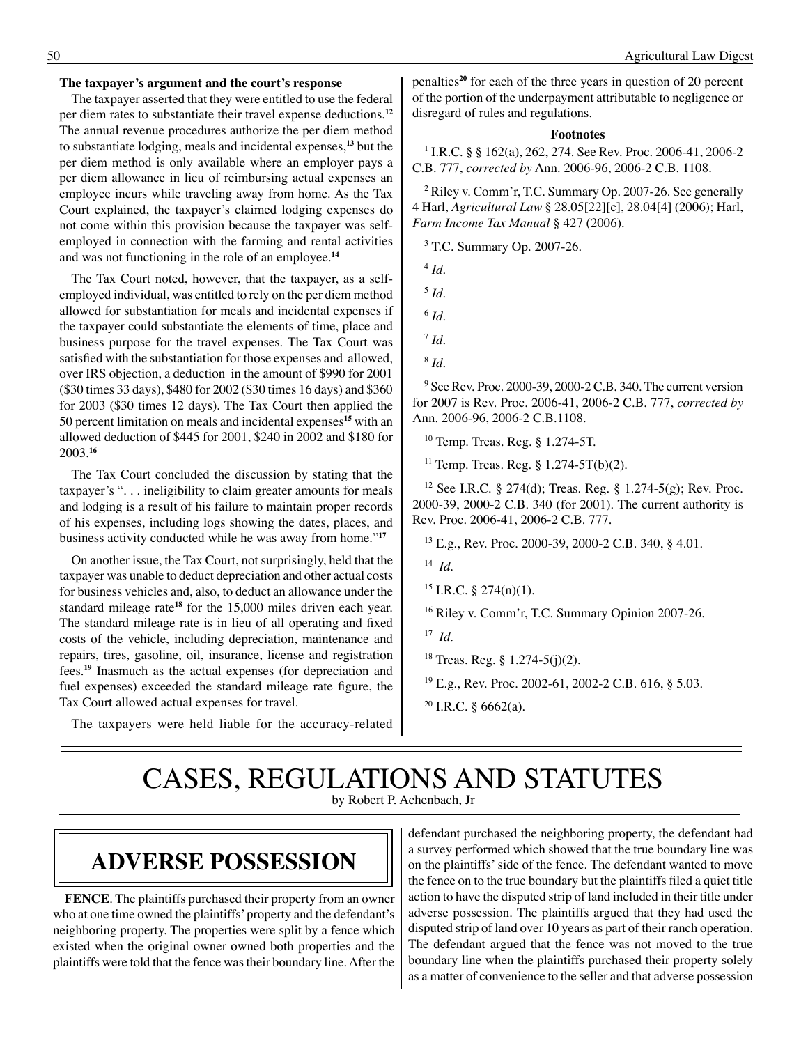**The taxpayer's argument and the court's response**

The taxpayer asserted that they were entitled to use the federal per diem rates to substantiate their travel expense deductions.[12] The annual revenue procedures authorize the per diem method to substantiate lodging, meals and incidental expenses,[13] but the per diem method is only available where an employer pays a per diem allowance in lieu of reimbursing actual expenses an employee incurs while traveling away from home. As the Tax Court explained, the taxpayer's claimed lodging expenses do not come within this provision because the taxpayer was self-employed in connection with the farming and rental activities and was not functioning in the role of an employee.[14]

The Tax Court noted, however, that the taxpayer, as a self-employed individual, was entitled to rely on the per diem method allowed for substantiation for meals and incidental expenses if the taxpayer could substantiate the elements of time, place and business purpose for the travel expenses. The Tax Court was satisfied with the substantiation for those expenses and allowed, over IRS objection, a deduction in the amount of $990 for 2001 ($30 times 33 days), $480 for 2002 ($30 times 16 days) and $360 for 2003 ($30 times 12 days). The Tax Court then applied the 50 percent limitation on meals and incidental expenses[15] with an allowed deduction of $445 for 2001, $240 in 2002 and $180 for 2003.[16]

The Tax Court concluded the discussion by stating that the taxpayer's ". . . ineligibility to claim greater amounts for meals and lodging is a result of his failure to maintain proper records of his expenses, including logs showing the dates, places, and business activity conducted while he was away from home."[17]

On another issue, the Tax Court, not surprisingly, held that the taxpayer was unable to deduct depreciation and other actual costs for business vehicles and, also, to deduct an allowance under the standard mileage rate[18] for the 15,000 miles driven each year. The standard mileage rate is in lieu of all operating and fixed costs of the vehicle, including depreciation, maintenance and repairs, tires, gasoline, oil, insurance, license and registration fees.[19] Inasmuch as the actual expenses (for depreciation and fuel expenses) exceeded the standard mileage rate figure, the Tax Court allowed actual expenses for travel.

The taxpayers were held liable for the accuracy-related penalties[20] for each of the three years in question of 20 percent of the portion of the underpayment attributable to negligence or disregard of rules and regulations.

**Footnotes**

[1] I.R.C. § § 162(a), 262, 274. See Rev. Proc. 2006-41, 2006-2 C.B. 777, *corrected by* Ann. 2006-96, 2006-2 C.B. 1108.

[2] Riley v. Comm'r, T.C. Summary Op. 2007-26. See generally 4 Harl, *Agricultural Law* § 28.05[22][c], 28.04[4] (2006); Harl, *Farm Income Tax Manual* § 427 (2006).

[3] T.C. Summary Op. 2007-26.

[4] *Id*.

[5] *Id*.

[6] *Id*.

[7] *Id*.

[8] *Id*.

[9] See Rev. Proc. 2000-39, 2000-2 C.B. 340. The current version for 2007 is Rev. Proc. 2006-41, 2006-2 C.B. 777, *corrected by* Ann. 2006-96, 2006-2 C.B.1108.

[10] Temp. Treas. Reg. § 1.274-5T.

[11] Temp. Treas. Reg. § 1.274-5T(b)(2).

[12] See I.R.C. § 274(d); Treas. Reg. § 1.274-5(g); Rev. Proc. 2000-39, 2000-2 C.B. 340 (for 2001). The current authority is Rev. Proc. 2006-41, 2006-2 C.B. 777.

[13] E.g., Rev. Proc. 2000-39, 2000-2 C.B. 340, § 4.01.

[14] *Id*.

[15] I.R.C. § 274(n)(1).

[16] Riley v. Comm'r, T.C. Summary Opinion 2007-26.

[17] *Id*.

[18] Treas. Reg. § 1.274-5(j)(2).

[19] E.g., Rev. Proc. 2002-61, 2002-2 C.B. 616, § 5.03.

[20] I.R.C. § 6662(a).

# CASES, REGULATIONS AND STATUTES

by Robert P. Achenbach, Jr

## ADVERSE POSSESSION

**FENCE**. The plaintiffs purchased their property from an owner who at one time owned the plaintiffs' property and the defendant's neighboring property. The properties were split by a fence which existed when the original owner owned both properties and the plaintiffs were told that the fence was their boundary line. After the defendant purchased the neighboring property, the defendant had a survey performed which showed that the true boundary line was on the plaintiffs' side of the fence. The defendant wanted to move the fence on to the true boundary but the plaintiffs filed a quiet title action to have the disputed strip of land included in their title under adverse possession. The plaintiffs argued that they had used the disputed strip of land over 10 years as part of their ranch operation. The defendant argued that the fence was not moved to the true boundary line when the plaintiffs purchased their property solely as a matter of convenience to the seller and that adverse possession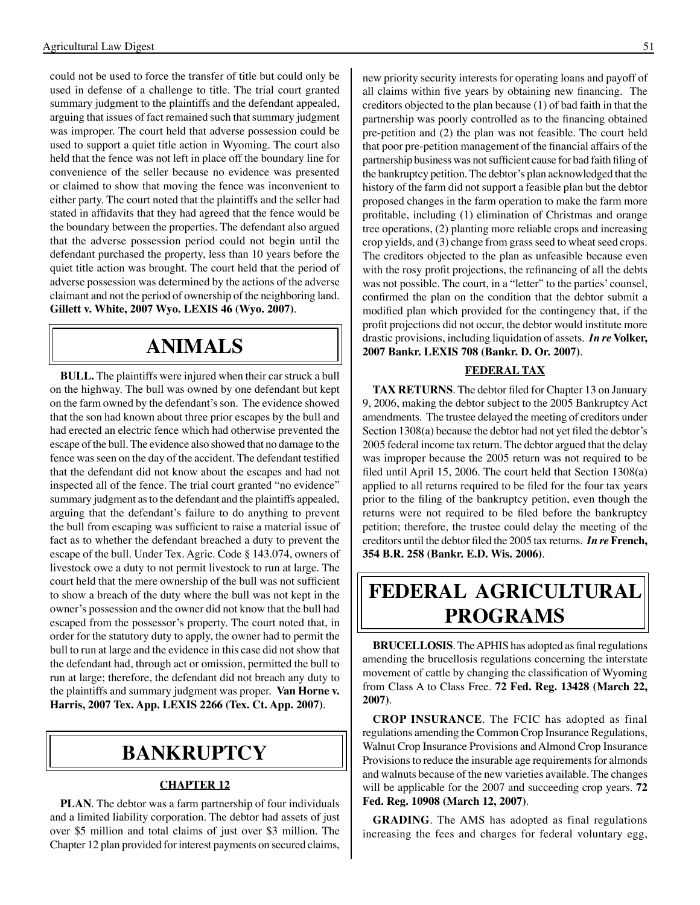could not be used to force the transfer of title but could only be used in defense of a challenge to title. The trial court granted summary judgment to the plaintiffs and the defendant appealed, arguing that issues of fact remained such that summary judgment was improper. The court held that adverse possession could be used to support a quiet title action in Wyoming. The court also held that the fence was not left in place off the boundary line for convenience of the seller because no evidence was presented or claimed to show that moving the fence was inconvenient to either party. The court noted that the plaintiffs and the seller had stated in affidavits that they had agreed that the fence would be the boundary between the properties. The defendant also argued that the adverse possession period could not begin until the defendant purchased the property, less than 10 years before the quiet title action was brought. The court held that the period of adverse possession was determined by the actions of the adverse claimant and not the period of ownership of the neighboring land. **Gillett v. White, 2007 Wyo. LEXIS 46 (Wyo. 2007)**.

# ANIMALS

**BULL.** The plaintiffs were injured when their car struck a bull on the highway. The bull was owned by one defendant but kept on the farm owned by the defendant's son. The evidence showed that the son had known about three prior escapes by the bull and had erected an electric fence which had otherwise prevented the escape of the bull. The evidence also showed that no damage to the fence was seen on the day of the accident. The defendant testified that the defendant did not know about the escapes and had not inspected all of the fence. The trial court granted "no evidence" summary judgment as to the defendant and the plaintiffs appealed, arguing that the defendant's failure to do anything to prevent the bull from escaping was sufficient to raise a material issue of fact as to whether the defendant breached a duty to prevent the escape of the bull. Under Tex. Agric. Code § 143.074, owners of livestock owe a duty to not permit livestock to run at large. The court held that the mere ownership of the bull was not sufficient to show a breach of the duty where the bull was not kept in the owner's possession and the owner did not know that the bull had escaped from the possessor's property. The court noted that, in order for the statutory duty to apply, the owner had to permit the bull to run at large and the evidence in this case did not show that the defendant had, through act or omission, permitted the bull to run at large; therefore, the defendant did not breach any duty to the plaintiffs and summary judgment was proper. **Van Horne v. Harris, 2007 Tex. App. LEXIS 2266 (Tex. Ct. App. 2007)**.

# BANKRUPTCY

## CHAPTER 12

**PLAN**. The debtor was a farm partnership of four individuals and a limited liability corporation. The debtor had assets of just over $5 million and total claims of just over $3 million. The Chapter 12 plan provided for interest payments on secured claims, new priority security interests for operating loans and payoff of all claims within five years by obtaining new financing. The creditors objected to the plan because (1) of bad faith in that the partnership was poorly controlled as to the financing obtained pre-petition and (2) the plan was not feasible. The court held that poor pre-petition management of the financial affairs of the partnership business was not sufficient cause for bad faith filing of the bankruptcy petition. The debtor's plan acknowledged that the history of the farm did not support a feasible plan but the debtor proposed changes in the farm operation to make the farm more profitable, including (1) elimination of Christmas and orange tree operations, (2) planting more reliable crops and increasing crop yields, and (3) change from grass seed to wheat seed crops. The creditors objected to the plan as unfeasible because even with the rosy profit projections, the refinancing of all the debts was not possible. The court, in a "letter" to the parties' counsel, confirmed the plan on the condition that the debtor submit a modified plan which provided for the contingency that, if the profit projections did not occur, the debtor would institute more drastic provisions, including liquidation of assets. ***In re* Volker, 2007 Bankr. LEXIS 708 (Bankr. D. Or. 2007)**.

## FEDERAL TAX

**TAX RETURNS**. The debtor filed for Chapter 13 on January 9, 2006, making the debtor subject to the 2005 Bankruptcy Act amendments. The trustee delayed the meeting of creditors under Section 1308(a) because the debtor had not yet filed the debtor's 2005 federal income tax return. The debtor argued that the delay was improper because the 2005 return was not required to be filed until April 15, 2006. The court held that Section 1308(a) applied to all returns required to be filed for the four tax years prior to the filing of the bankruptcy petition, even though the returns were not required to be filed before the bankruptcy petition; therefore, the trustee could delay the meeting of the creditors until the debtor filed the 2005 tax returns. ***In re* French, 354 B.R. 258 (Bankr. E.D. Wis. 2006)**.

# FEDERAL AGRICULTURAL PROGRAMS

**BRUCELLOSIS**. The APHIS has adopted as final regulations amending the brucellosis regulations concerning the interstate movement of cattle by changing the classification of Wyoming from Class A to Class Free. **72 Fed. Reg. 13428 (March 22, 2007)**.

**CROP INSURANCE**. The FCIC has adopted as final regulations amending the Common Crop Insurance Regulations, Walnut Crop Insurance Provisions and Almond Crop Insurance Provisions to reduce the insurable age requirements for almonds and walnuts because of the new varieties available. The changes will be applicable for the 2007 and succeeding crop years. **72 Fed. Reg. 10908 (March 12, 2007)**.

**GRADING**. The AMS has adopted as final regulations increasing the fees and charges for federal voluntary egg,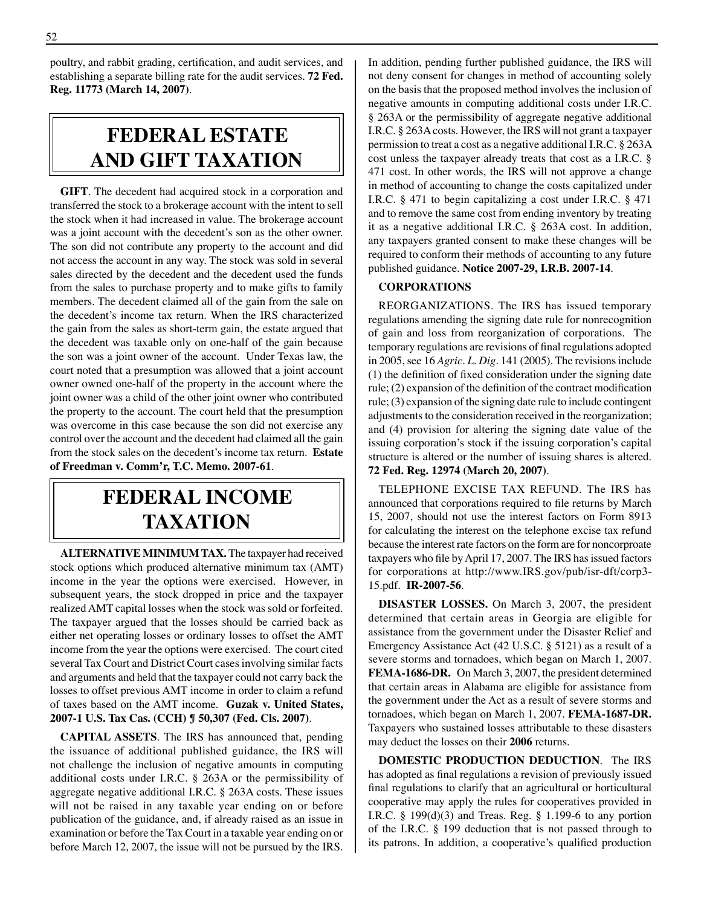poultry, and rabbit grading, certification, and audit services, and establishing a separate billing rate for the audit services. **72 Fed. Reg. 11773 (March 14, 2007)**.

# FEDERAL ESTATE AND GIFT TAXATION

**GIFT**. The decedent had acquired stock in a corporation and transferred the stock to a brokerage account with the intent to sell the stock when it had increased in value. The brokerage account was a joint account with the decedent's son as the other owner. The son did not contribute any property to the account and did not access the account in any way. The stock was sold in several sales directed by the decedent and the decedent used the funds from the sales to purchase property and to make gifts to family members. The decedent claimed all of the gain from the sale on the decedent's income tax return. When the IRS characterized the gain from the sales as short-term gain, the estate argued that the decedent was taxable only on one-half of the gain because the son was a joint owner of the account. Under Texas law, the court noted that a presumption was allowed that a joint account owner owned one-half of the property in the account where the joint owner was a child of the other joint owner who contributed the property to the account. The court held that the presumption was overcome in this case because the son did not exercise any control over the account and the decedent had claimed all the gain from the stock sales on the decedent's income tax return. **Estate of Freedman v. Comm'r, T.C. Memo. 2007-61**.

# FEDERAL INCOME TAXATION

**ALTERNATIVE MINIMUM TAX.** The taxpayer had received stock options which produced alternative minimum tax (AMT) income in the year the options were exercised. However, in subsequent years, the stock dropped in price and the taxpayer realized AMT capital losses when the stock was sold or forfeited. The taxpayer argued that the losses should be carried back as either net operating losses or ordinary losses to offset the AMT income from the year the options were exercised. The court cited several Tax Court and District Court cases involving similar facts and arguments and held that the taxpayer could not carry back the losses to offset previous AMT income in order to claim a refund of taxes based on the AMT income. **Guzak v. United States, 2007-1 U.S. Tax Cas. (CCH) ¶ 50,307 (Fed. Cls. 2007)**.

**CAPITAL ASSETS**. The IRS has announced that, pending the issuance of additional published guidance, the IRS will not challenge the inclusion of negative amounts in computing additional costs under I.R.C. § 263A or the permissibility of aggregate negative additional I.R.C. § 263A costs. These issues will not be raised in any taxable year ending on or before publication of the guidance, and, if already raised as an issue in examination or before the Tax Court in a taxable year ending on or before March 12, 2007, the issue will not be pursued by the IRS. In addition, pending further published guidance, the IRS will not deny consent for changes in method of accounting solely on the basis that the proposed method involves the inclusion of negative amounts in computing additional costs under I.R.C. § 263A or the permissibility of aggregate negative additional I.R.C. § 263A costs. However, the IRS will not grant a taxpayer permission to treat a cost as a negative additional I.R.C. § 263A cost unless the taxpayer already treats that cost as a I.R.C. § 471 cost. In other words, the IRS will not approve a change in method of accounting to change the costs capitalized under I.R.C. § 471 to begin capitalizing a cost under I.R.C. § 471 and to remove the same cost from ending inventory by treating it as a negative additional I.R.C. § 263A cost. In addition, any taxpayers granted consent to make these changes will be required to conform their methods of accounting to any future published guidance. **Notice 2007-29, I.R.B. 2007-14**.

**CORPORATIONS**

REORGANIZATIONS. The IRS has issued temporary regulations amending the signing date rule for nonrecognition of gain and loss from reorganization of corporations. The temporary regulations are revisions of final regulations adopted in 2005, see 16 *Agric. L. Dig*. 141 (2005). The revisions include (1) the definition of fixed consideration under the signing date rule; (2) expansion of the definition of the contract modification rule; (3) expansion of the signing date rule to include contingent adjustments to the consideration received in the reorganization; and (4) provision for altering the signing date value of the issuing corporation's stock if the issuing corporation's capital structure is altered or the number of issuing shares is altered. **72 Fed. Reg. 12974 (March 20, 2007)**.

TELEPHONE EXCISE TAX REFUND. The IRS has announced that corporations required to file returns by March 15, 2007, should not use the interest factors on Form 8913 for calculating the interest on the telephone excise tax refund because the interest rate factors on the form are for noncorproate taxpayers who file by April 17, 2007. The IRS has issued factors for corporations at http://www.IRS.gov/pub/isr-dft/corp3-15.pdf. **IR-2007-56**.

**DISASTER LOSSES.** On March 3, 2007, the president determined that certain areas in Georgia are eligible for assistance from the government under the Disaster Relief and Emergency Assistance Act (42 U.S.C. § 5121) as a result of a severe storms and tornadoes, which began on March 1, 2007. **FEMA-1686-DR.** On March 3, 2007, the president determined that certain areas in Alabama are eligible for assistance from the government under the Act as a result of severe storms and tornadoes, which began on March 1, 2007. **FEMA-1687-DR.** Taxpayers who sustained losses attributable to these disasters may deduct the losses on their **2006** returns.

**DOMESTIC PRODUCTION DEDUCTION**. The IRS has adopted as final regulations a revision of previously issued final regulations to clarify that an agricultural or horticultural cooperative may apply the rules for cooperatives provided in I.R.C. § 199(d)(3) and Treas. Reg. § 1.199-6 to any portion of the I.R.C. § 199 deduction that is not passed through to its patrons. In addition, a cooperative's qualified production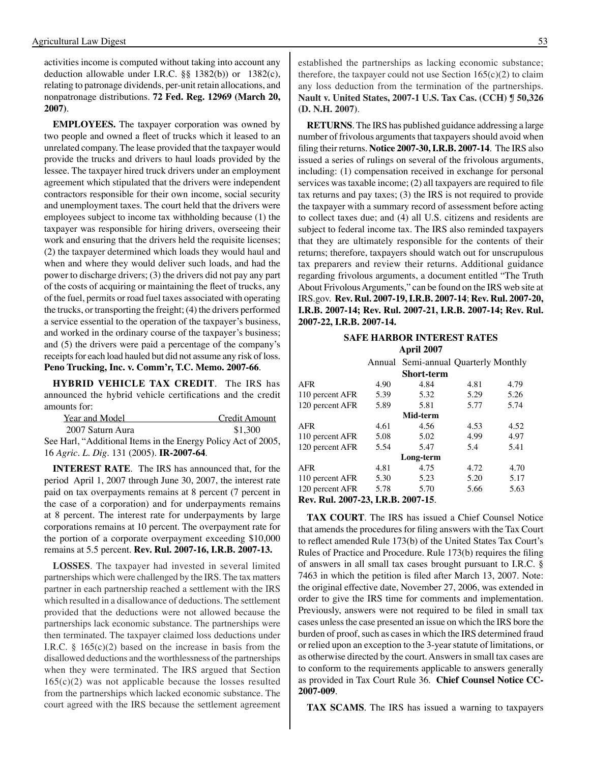activities income is computed without taking into account any deduction allowable under I.R.C. §§ 1382(b)) or 1382(c), relating to patronage dividends, per-unit retain allocations, and nonpatronage distributions. **72 Fed. Reg. 12969 (March 20, 2007)**.

**EMPLOYEES.** The taxpayer corporation was owned by two people and owned a fleet of trucks which it leased to an unrelated company. The lease provided that the taxpayer would provide the trucks and drivers to haul loads provided by the lessee. The taxpayer hired truck drivers under an employment agreement which stipulated that the drivers were independent contractors responsible for their own income, social security and unemployment taxes. The court held that the drivers were employees subject to income tax withholding because (1) the taxpayer was responsible for hiring drivers, overseeing their work and ensuring that the drivers held the requisite licenses; (2) the taxpayer determined which loads they would haul and when and where they would deliver such loads, and had the power to discharge drivers; (3) the drivers did not pay any part of the costs of acquiring or maintaining the fleet of trucks, any of the fuel, permits or road fuel taxes associated with operating the trucks, or transporting the freight; (4) the drivers performed a service essential to the operation of the taxpayer's business, and worked in the ordinary course of the taxpayer's business; and (5) the drivers were paid a percentage of the company's receipts for each load hauled but did not assume any risk of loss. **Peno Trucking, Inc. v. Comm'r, T.C. Memo. 2007-66**.

**HYBRID VEHICLE TAX CREDIT**. The IRS has announced the hybrid vehicle certifications and the credit amounts for:

| Year and Model | Credit Amount |
|---|---|
| 2007 Saturn Aura | $1,300 |

See Harl, "Additional Items in the Energy Policy Act of 2005, 16 *Agric. L. Dig*. 131 (2005). **IR-2007-64**.

**INTEREST RATE**. The IRS has announced that, for the period April 1, 2007 through June 30, 2007, the interest rate paid on tax overpayments remains at 8 percent (7 percent in the case of a corporation) and for underpayments remains at 8 percent. The interest rate for underpayments by large corporations remains at 10 percent. The overpayment rate for the portion of a corporate overpayment exceeding $10,000 remains at 5.5 percent. **Rev. Rul. 2007-16, I.R.B. 2007-13.**

**LOSSES**. The taxpayer had invested in several limited partnerships which were challenged by the IRS. The tax matters partner in each partnership reached a settlement with the IRS which resulted in a disallowance of deductions. The settlement provided that the deductions were not allowed because the partnerships lack economic substance. The partnerships were then terminated. The taxpayer claimed loss deductions under I.R.C. § 165(c)(2) based on the increase in basis from the disallowed deductions and the worthlessness of the partnerships when they were terminated. The IRS argued that Section 165(c)(2) was not applicable because the losses resulted from the partnerships which lacked economic substance. The court agreed with the IRS because the settlement agreement established the partnerships as lacking economic substance; therefore, the taxpayer could not use Section 165(c)(2) to claim any loss deduction from the termination of the partnerships. **Nault v. United States, 2007-1 U.S. Tax Cas. (CCH) ¶ 50,326 (D. N.H. 2007)**.

**RETURNS**. The IRS has published guidance addressing a large number of frivolous arguments that taxpayers should avoid when filing their returns. **Notice 2007-30, I.R.B. 2007-14**. The IRS also issued a series of rulings on several of the frivolous arguments, including: (1) compensation received in exchange for personal services was taxable income; (2) all taxpayers are required to file tax returns and pay taxes; (3) the IRS is not required to provide the taxpayer with a summary record of assessment before acting to collect taxes due; and (4) all U.S. citizens and residents are subject to federal income tax. The IRS also reminded taxpayers that they are ultimately responsible for the contents of their returns; therefore, taxpayers should watch out for unscrupulous tax preparers and review their returns. Additional guidance regarding frivolous arguments, a document entitled "The Truth About Frivolous Arguments," can be found on the IRS web site at IRS.gov. **Rev. Rul. 2007-19, I.R.B. 2007-14**; **Rev. Rul. 2007-20, I.R.B. 2007-14; Rev. Rul. 2007-21, I.R.B. 2007-14; Rev. Rul. 2007-22, I.R.B. 2007-14.**

**SAFE HARBOR INTEREST RATES**
**April 2007**

| | Annual | Semi-annual | Quarterly | Monthly |
|---|---|---|---|---|
| | | **Short-term** | | |
| AFR | 4.90 | 4.84 | 4.81 | 4.79 |
| 110 percent AFR | 5.39 | 5.32 | 5.29 | 5.26 |
| 120 percent AFR | 5.89 | 5.81 | 5.77 | 5.74 |
| | | **Mid-term** | | |
| AFR | 4.61 | 4.56 | 4.53 | 4.52 |
| 110 percent AFR | 5.08 | 5.02 | 4.99 | 4.97 |
| 120 percent AFR | 5.54 | 5.47 | 5.4 | 5.41 |
| | | **Long-term** | | |
| AFR | 4.81 | 4.75 | 4.72 | 4.70 |
| 110 percent AFR | 5.30 | 5.23 | 5.20 | 5.17 |
| 120 percent AFR | 5.78 | 5.70 | 5.66 | 5.63 |

**Rev. Rul. 2007-23, I.R.B. 2007-15**.

**TAX COURT**. The IRS has issued a Chief Counsel Notice that amends the procedures for filing answers with the Tax Court to reflect amended Rule 173(b) of the United States Tax Court's Rules of Practice and Procedure. Rule 173(b) requires the filing of answers in all small tax cases brought pursuant to I.R.C. § 7463 in which the petition is filed after March 13, 2007. Note: the original effective date, November 27, 2006, was extended in order to give the IRS time for comments and implementation. Previously, answers were not required to be filed in small tax cases unless the case presented an issue on which the IRS bore the burden of proof, such as cases in which the IRS determined fraud or relied upon an exception to the 3-year statute of limitations, or as otherwise directed by the court. Answers in small tax cases are to conform to the requirements applicable to answers generally as provided in Tax Court Rule 36. **Chief Counsel Notice CC-2007-009**.

**TAX SCAMS**. The IRS has issued a warning to taxpayers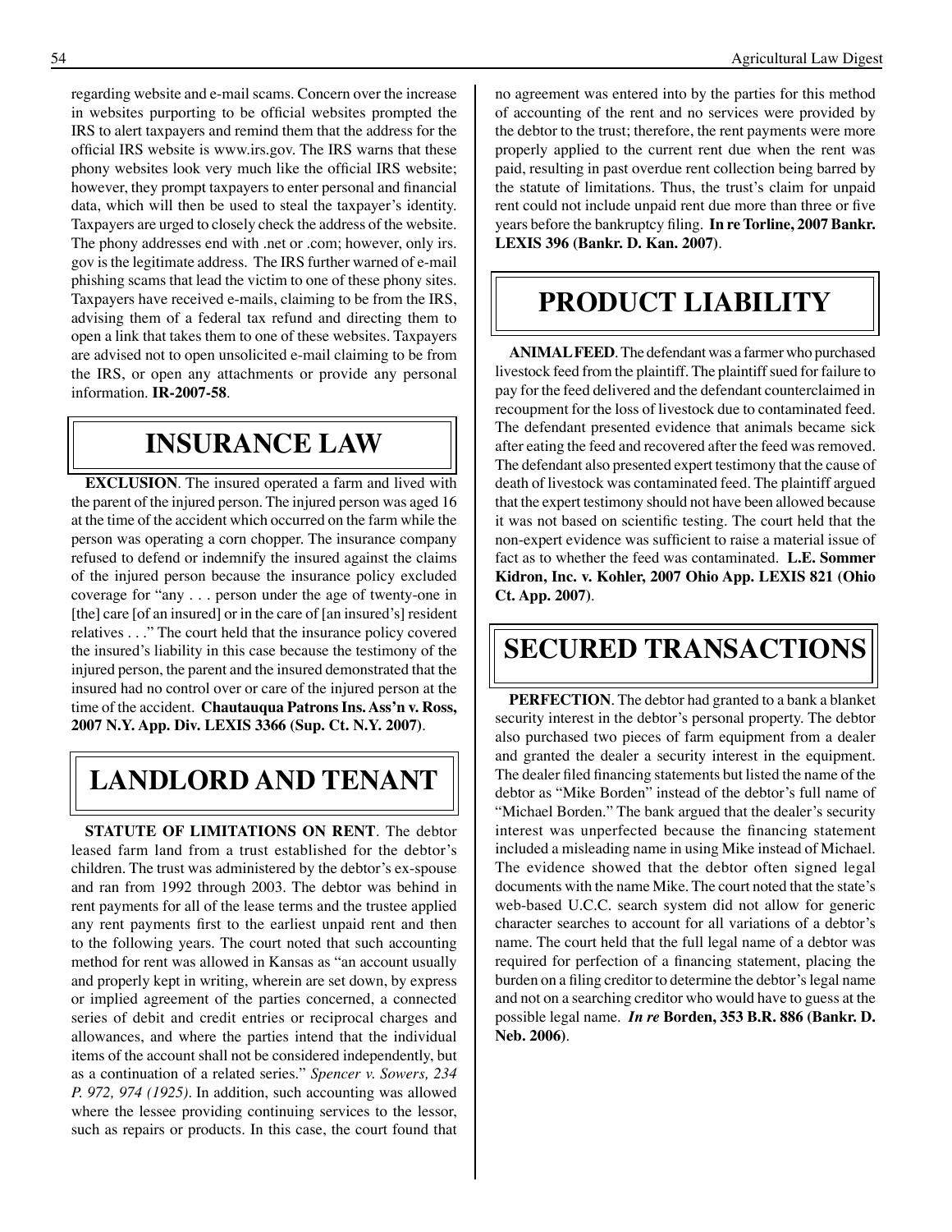regarding website and e-mail scams. Concern over the increase in websites purporting to be official websites prompted the IRS to alert taxpayers and remind them that the address for the official IRS website is www.irs.gov. The IRS warns that these phony websites look very much like the official IRS website; however, they prompt taxpayers to enter personal and financial data, which will then be used to steal the taxpayer's identity. Taxpayers are urged to closely check the address of the website. The phony addresses end with .net or .com; however, only irs.gov is the legitimate address. The IRS further warned of e-mail phishing scams that lead the victim to one of these phony sites. Taxpayers have received e-mails, claiming to be from the IRS, advising them of a federal tax refund and directing them to open a link that takes them to one of these websites. Taxpayers are advised not to open unsolicited e-mail claiming to be from the IRS, or open any attachments or provide any personal information. **IR-2007-58**.

# INSURANCE LAW

**EXCLUSION**. The insured operated a farm and lived with the parent of the injured person. The injured person was aged 16 at the time of the accident which occurred on the farm while the person was operating a corn chopper. The insurance company refused to defend or indemnify the insured against the claims of the injured person because the insurance policy excluded coverage for "any . . . person under the age of twenty-one in [the] care [of an insured] or in the care of [an insured's] resident relatives . . ." The court held that the insurance policy covered the insured's liability in this case because the testimony of the injured person, the parent and the insured demonstrated that the insured had no control over or care of the injured person at the time of the accident. **Chautauqua Patrons Ins. Ass'n v. Ross, 2007 N.Y. App. Div. LEXIS 3366 (Sup. Ct. N.Y. 2007)**.

# LANDLORD AND TENANT

**STATUTE OF LIMITATIONS ON RENT**. The debtor leased farm land from a trust established for the debtor's children. The trust was administered by the debtor's ex-spouse and ran from 1992 through 2003. The debtor was behind in rent payments for all of the lease terms and the trustee applied any rent payments first to the earliest unpaid rent and then to the following years. The court noted that such accounting method for rent was allowed in Kansas as "an account usually and properly kept in writing, wherein are set down, by express or implied agreement of the parties concerned, a connected series of debit and credit entries or reciprocal charges and allowances, and where the parties intend that the individual items of the account shall not be considered independently, but as a continuation of a related series." *Spencer v. Sowers, 234 P. 972, 974 (1925)*. In addition, such accounting was allowed where the lessee providing continuing services to the lessor, such as repairs or products. In this case, the court found that no agreement was entered into by the parties for this method of accounting of the rent and no services were provided by the debtor to the trust; therefore, the rent payments were more properly applied to the current rent due when the rent was paid, resulting in past overdue rent collection being barred by the statute of limitations. Thus, the trust's claim for unpaid rent could not include unpaid rent due more than three or five years before the bankruptcy filing. **In re Torline, 2007 Bankr. LEXIS 396 (Bankr. D. Kan. 2007)**.

# PRODUCT LIABILITY

**ANIMAL FEED**. The defendant was a farmer who purchased livestock feed from the plaintiff. The plaintiff sued for failure to pay for the feed delivered and the defendant counterclaimed in recoupment for the loss of livestock due to contaminated feed. The defendant presented evidence that animals became sick after eating the feed and recovered after the feed was removed. The defendant also presented expert testimony that the cause of death of livestock was contaminated feed. The plaintiff argued that the expert testimony should not have been allowed because it was not based on scientific testing. The court held that the non-expert evidence was sufficient to raise a material issue of fact as to whether the feed was contaminated. **L.E. Sommer Kidron, Inc. v. Kohler, 2007 Ohio App. LEXIS 821 (Ohio Ct. App. 2007)**.

# SECURED TRANSACTIONS

**PERFECTION**. The debtor had granted to a bank a blanket security interest in the debtor's personal property. The debtor also purchased two pieces of farm equipment from a dealer and granted the dealer a security interest in the equipment. The dealer filed financing statements but listed the name of the debtor as "Mike Borden" instead of the debtor's full name of "Michael Borden." The bank argued that the dealer's security interest was unperfected because the financing statement included a misleading name in using Mike instead of Michael. The evidence showed that the debtor often signed legal documents with the name Mike. The court noted that the state's web-based U.C.C. search system did not allow for generic character searches to account for all variations of a debtor's name. The court held that the full legal name of a debtor was required for perfection of a financing statement, placing the burden on a filing creditor to determine the debtor's legal name and not on a searching creditor who would have to guess at the possible legal name. ***In re* Borden, 353 B.R. 886 (Bankr. D. Neb. 2006)**.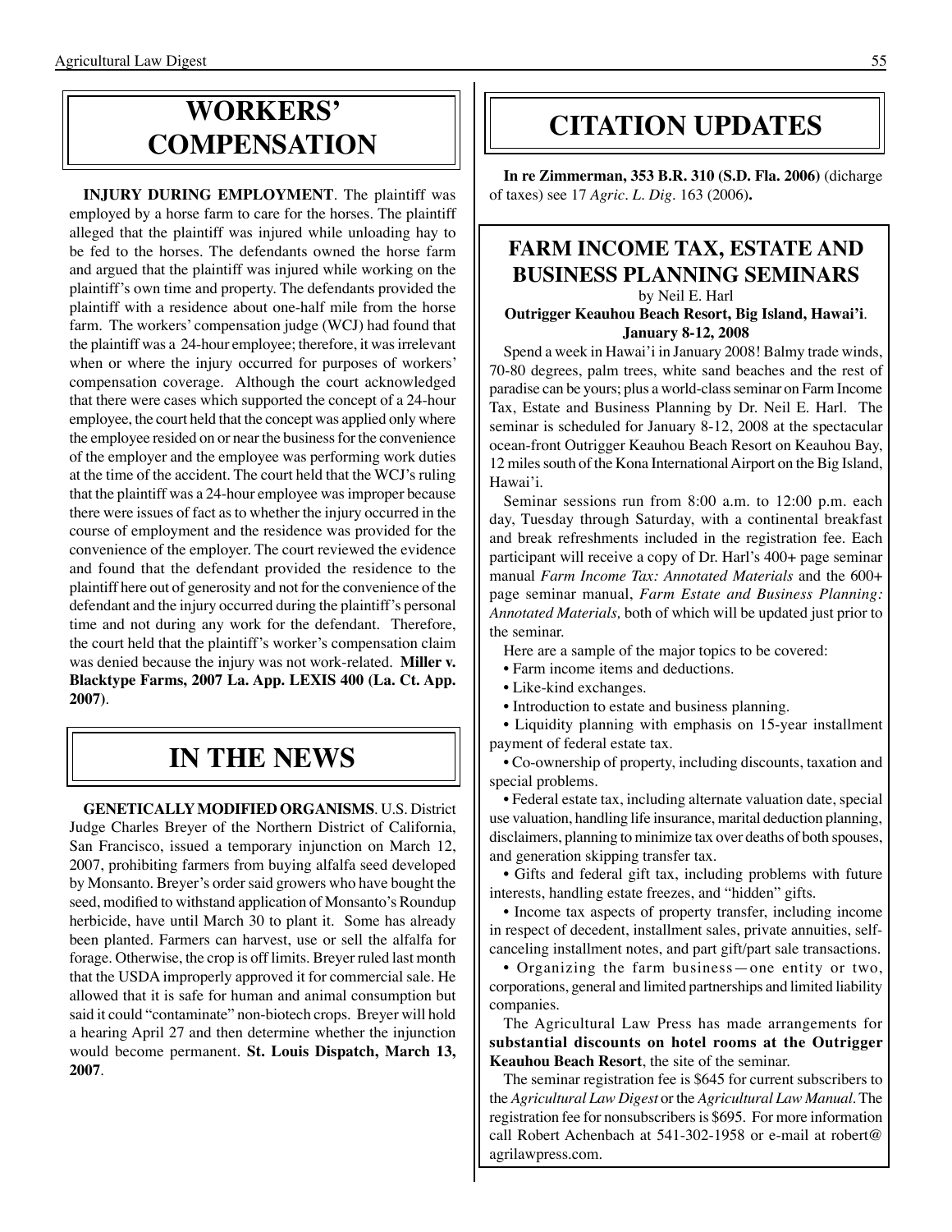# WORKERS' COMPENSATION

**INJURY DURING EMPLOYMENT**. The plaintiff was employed by a horse farm to care for the horses. The plaintiff alleged that the plaintiff was injured while unloading hay to be fed to the horses. The defendants owned the horse farm and argued that the plaintiff was injured while working on the plaintiff's own time and property. The defendants provided the plaintiff with a residence about one-half mile from the horse farm. The workers' compensation judge (WCJ) had found that the plaintiff was a 24-hour employee; therefore, it was irrelevant when or where the injury occurred for purposes of workers' compensation coverage. Although the court acknowledged that there were cases which supported the concept of a 24-hour employee, the court held that the concept was applied only where the employee resided on or near the business for the convenience of the employer and the employee was performing work duties at the time of the accident. The court held that the WCJ's ruling that the plaintiff was a 24-hour employee was improper because there were issues of fact as to whether the injury occurred in the course of employment and the residence was provided for the convenience of the employer. The court reviewed the evidence and found that the defendant provided the residence to the plaintiff here out of generosity and not for the convenience of the defendant and the injury occurred during the plaintiff's personal time and not during any work for the defendant. Therefore, the court held that the plaintiff's worker's compensation claim was denied because the injury was not work-related. **Miller v. Blacktype Farms, 2007 La. App. LEXIS 400 (La. Ct. App. 2007)**.

# IN THE NEWS

**GENETICALLY MODIFIED ORGANISMS**. U.S. District Judge Charles Breyer of the Northern District of California, San Francisco, issued a temporary injunction on March 12, 2007, prohibiting farmers from buying alfalfa seed developed by Monsanto. Breyer's order said growers who have bought the seed, modified to withstand application of Monsanto's Roundup herbicide, have until March 30 to plant it. Some has already been planted. Farmers can harvest, use or sell the alfalfa for forage. Otherwise, the crop is off limits. Breyer ruled last month that the USDA improperly approved it for commercial sale. He allowed that it is safe for human and animal consumption but said it could "contaminate" non-biotech crops. Breyer will hold a hearing April 27 and then determine whether the injunction would become permanent. **St. Louis Dispatch, March 13, 2007**.

# CITATION UPDATES

**In re Zimmerman, 353 B.R. 310 (S.D. Fla. 2006)** (dicharge of taxes) see 17 *Agric. L. Dig.* 163 (2006)**.**

## FARM INCOME TAX, ESTATE AND BUSINESS PLANNING SEMINARS

by Neil E. Harl

**Outrigger Keauhou Beach Resort, Big Island, Hawai'i**.
**January 8-12, 2008**

Spend a week in Hawai'i in January 2008! Balmy trade winds, 70-80 degrees, palm trees, white sand beaches and the rest of paradise can be yours; plus a world-class seminar on Farm Income Tax, Estate and Business Planning by Dr. Neil E. Harl. The seminar is scheduled for January 8-12, 2008 at the spectacular ocean-front Outrigger Keauhou Beach Resort on Keauhou Bay, 12 miles south of the Kona International Airport on the Big Island, Hawai'i.

Seminar sessions run from 8:00 a.m. to 12:00 p.m. each day, Tuesday through Saturday, with a continental breakfast and break refreshments included in the registration fee. Each participant will receive a copy of Dr. Harl's 400+ page seminar manual *Farm Income Tax: Annotated Materials* and the 600+ page seminar manual, *Farm Estate and Business Planning: Annotated Materials,* both of which will be updated just prior to the seminar.

Here are a sample of the major topics to be covered:

- Farm income items and deductions.
- Like-kind exchanges.
- Introduction to estate and business planning.
- Liquidity planning with emphasis on 15-year installment payment of federal estate tax.
- Co-ownership of property, including discounts, taxation and special problems.
- Federal estate tax, including alternate valuation date, special use valuation, handling life insurance, marital deduction planning, disclaimers, planning to minimize tax over deaths of both spouses, and generation skipping transfer tax.
- Gifts and federal gift tax, including problems with future interests, handling estate freezes, and "hidden" gifts.
- Income tax aspects of property transfer, including income in respect of decedent, installment sales, private annuities, self-canceling installment notes, and part gift/part sale transactions.
- Organizing the farm business—one entity or two, corporations, general and limited partnerships and limited liability companies.

The Agricultural Law Press has made arrangements for **substantial discounts on hotel rooms at the Outrigger Keauhou Beach Resort**, the site of the seminar.

The seminar registration fee is $645 for current subscribers to the *Agricultural Law Digest* or the *Agricultural Law Manual*. The registration fee for nonsubscribers is $695. For more information call Robert Achenbach at 541-302-1958 or e-mail at robert@agrilawpress.com.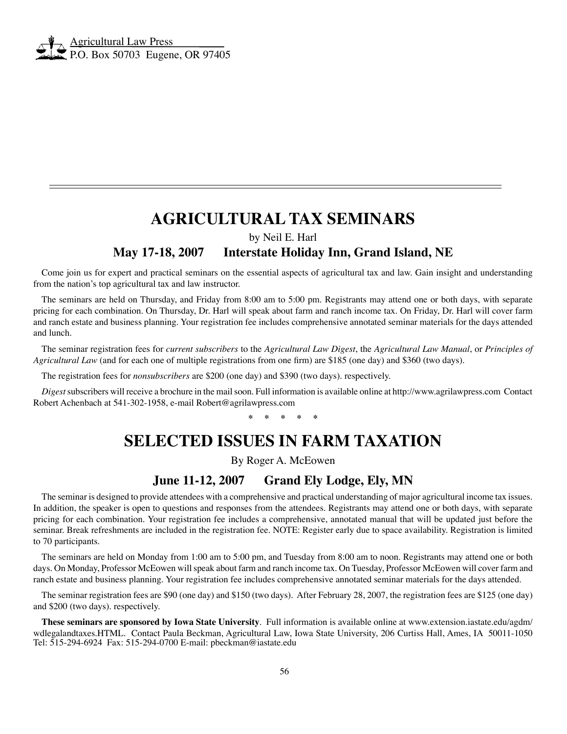Agricultural Law Press
P.O. Box 50703 Eugene, OR 97405

---

# AGRICULTURAL TAX SEMINARS

by Neil E. Harl

### May 17-18, 2007 Interstate Holiday Inn, Grand Island, NE

Come join us for expert and practical seminars on the essential aspects of agricultural tax and law. Gain insight and understanding from the nation's top agricultural tax and law instructor.

The seminars are held on Thursday, and Friday from 8:00 am to 5:00 pm. Registrants may attend one or both days, with separate pricing for each combination. On Thursday, Dr. Harl will speak about farm and ranch income tax. On Friday, Dr. Harl will cover farm and ranch estate and business planning. Your registration fee includes comprehensive annotated seminar materials for the days attended and lunch.

The seminar registration fees for *current subscribers* to the *Agricultural Law Digest*, the *Agricultural Law Manual*, or *Principles of Agricultural Law* (and for each one of multiple registrations from one firm) are $185 (one day) and $360 (two days).

The registration fees for *nonsubscribers* are $200 (one day) and $390 (two days). respectively.

*Digest* subscribers will receive a brochure in the mail soon. Full information is available online at http://www.agrilawpress.com Contact Robert Achenbach at 541-302-1958, e-mail Robert@agrilawpress.com

\* \* \* \* \*

# SELECTED ISSUES IN FARM TAXATION

By Roger A. McEowen

### June 11-12, 2007 Grand Ely Lodge, Ely, MN

The seminar is designed to provide attendees with a comprehensive and practical understanding of major agricultural income tax issues. In addition, the speaker is open to questions and responses from the attendees. Registrants may attend one or both days, with separate pricing for each combination. Your registration fee includes a comprehensive, annotated manual that will be updated just before the seminar. Break refreshments are included in the registration fee. NOTE: Register early due to space availability. Registration is limited to 70 participants.

The seminars are held on Monday from 1:00 am to 5:00 pm, and Tuesday from 8:00 am to noon. Registrants may attend one or both days. On Monday, Professor McEowen will speak about farm and ranch income tax. On Tuesday, Professor McEowen will cover farm and ranch estate and business planning. Your registration fee includes comprehensive annotated seminar materials for the days attended.

The seminar registration fees are $90 (one day) and $150 (two days). After February 28, 2007, the registration fees are $125 (one day) and $200 (two days). respectively.

**These seminars are sponsored by Iowa State University**. Full information is available online at www.extension.iastate.edu/agdm/wdlegalandtaxes.HTML. Contact Paula Beckman, Agricultural Law, Iowa State University, 206 Curtiss Hall, Ames, IA 50011-1050 Tel: 515-294-6924 Fax: 515-294-0700 E-mail: pbeckman@iastate.edu